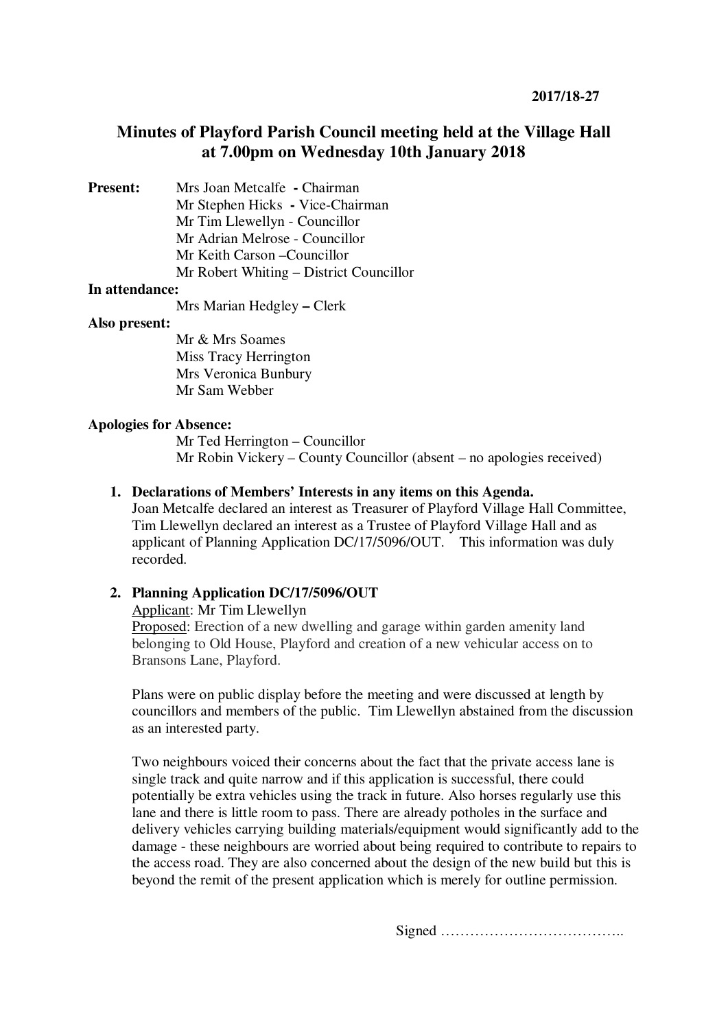2017/18-27

# Minutes of Playford Parish Council meeting held at the Village Hall at 7.00pm on Wednesday 10th January 2018

**Present:**
Mrs Joan Metcalfe - Chairman
Mr Stephen Hicks - Vice-Chairman
Mr Tim Llewellyn - Councillor
Mr Adrian Melrose - Councillor
Mr Keith Carson –Councillor
Mr Robert Whiting – District Councillor

**In attendance:**
Mrs Marian Hedgley – Clerk

**Also present:**
Mr & Mrs Soames
Miss Tracy Herrington
Mrs Veronica Bunbury
Mr Sam Webber

**Apologies for Absence:**
Mr Ted Herrington – Councillor
Mr Robin Vickery – County Councillor (absent – no apologies received)

1. **Declarations of Members' Interests in any items on this Agenda.**
   Joan Metcalfe declared an interest as Treasurer of Playford Village Hall Committee, Tim Llewellyn declared an interest as a Trustee of Playford Village Hall and as applicant of Planning Application DC/17/5096/OUT. This information was duly recorded.

2. **Planning Application DC/17/5096/OUT**
   Applicant: Mr Tim Llewellyn
   Proposed: Erection of a new dwelling and garage within garden amenity land belonging to Old House, Playford and creation of a new vehicular access on to Bransons Lane, Playford.

   Plans were on public display before the meeting and were discussed at length by councillors and members of the public. Tim Llewellyn abstained from the discussion as an interested party.

   Two neighbours voiced their concerns about the fact that the private access lane is single track and quite narrow and if this application is successful, there could potentially be extra vehicles using the track in future. Also horses regularly use this lane and there is little room to pass. There are already potholes in the surface and delivery vehicles carrying building materials/equipment would significantly add to the damage - these neighbours are worried about being required to contribute to repairs to the access road. They are also concerned about the design of the new build but this is beyond the remit of the present application which is merely for outline permission.

Signed ………………………………..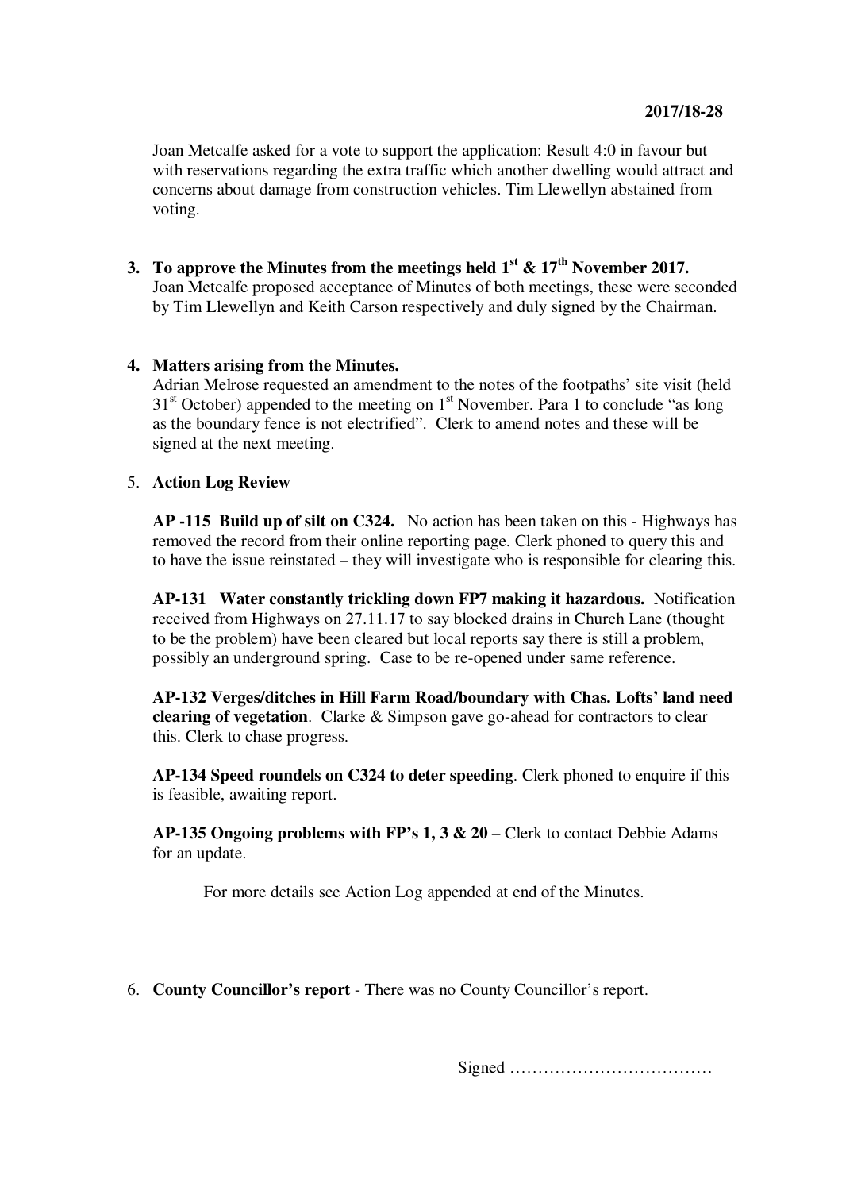**2017/18-28**

Joan Metcalfe asked for a vote to support the application: Result 4:0 in favour but with reservations regarding the extra traffic which another dwelling would attract and concerns about damage from construction vehicles. Tim Llewellyn abstained from voting.

3. **To approve the Minutes from the meetings held 1st & 17th November 2017.**
   Joan Metcalfe proposed acceptance of Minutes of both meetings, these were seconded by Tim Llewellyn and Keith Carson respectively and duly signed by the Chairman.

4. **Matters arising from the Minutes.**
   Adrian Melrose requested an amendment to the notes of the footpaths' site visit (held 31st October) appended to the meeting on 1st November. Para 1 to conclude "as long as the boundary fence is not electrified". Clerk to amend notes and these will be signed at the next meeting.

5. **Action Log Review**

   **AP -115 Build up of silt on C324.** No action has been taken on this - Highways has removed the record from their online reporting page. Clerk phoned to query this and to have the issue reinstated – they will investigate who is responsible for clearing this.

   **AP-131 Water constantly trickling down FP7 making it hazardous.** Notification received from Highways on 27.11.17 to say blocked drains in Church Lane (thought to be the problem) have been cleared but local reports say there is still a problem, possibly an underground spring. Case to be re-opened under same reference.

   **AP-132 Verges/ditches in Hill Farm Road/boundary with Chas. Lofts' land need clearing of vegetation**. Clarke & Simpson gave go-ahead for contractors to clear this. Clerk to chase progress.

   **AP-134 Speed roundels on C324 to deter speeding**. Clerk phoned to enquire if this is feasible, awaiting report.

   **AP-135 Ongoing problems with FP's 1, 3 & 20** – Clerk to contact Debbie Adams for an update.

   For more details see Action Log appended at end of the Minutes.

6. **County Councillor's report** - There was no County Councillor's report.

Signed ………………………………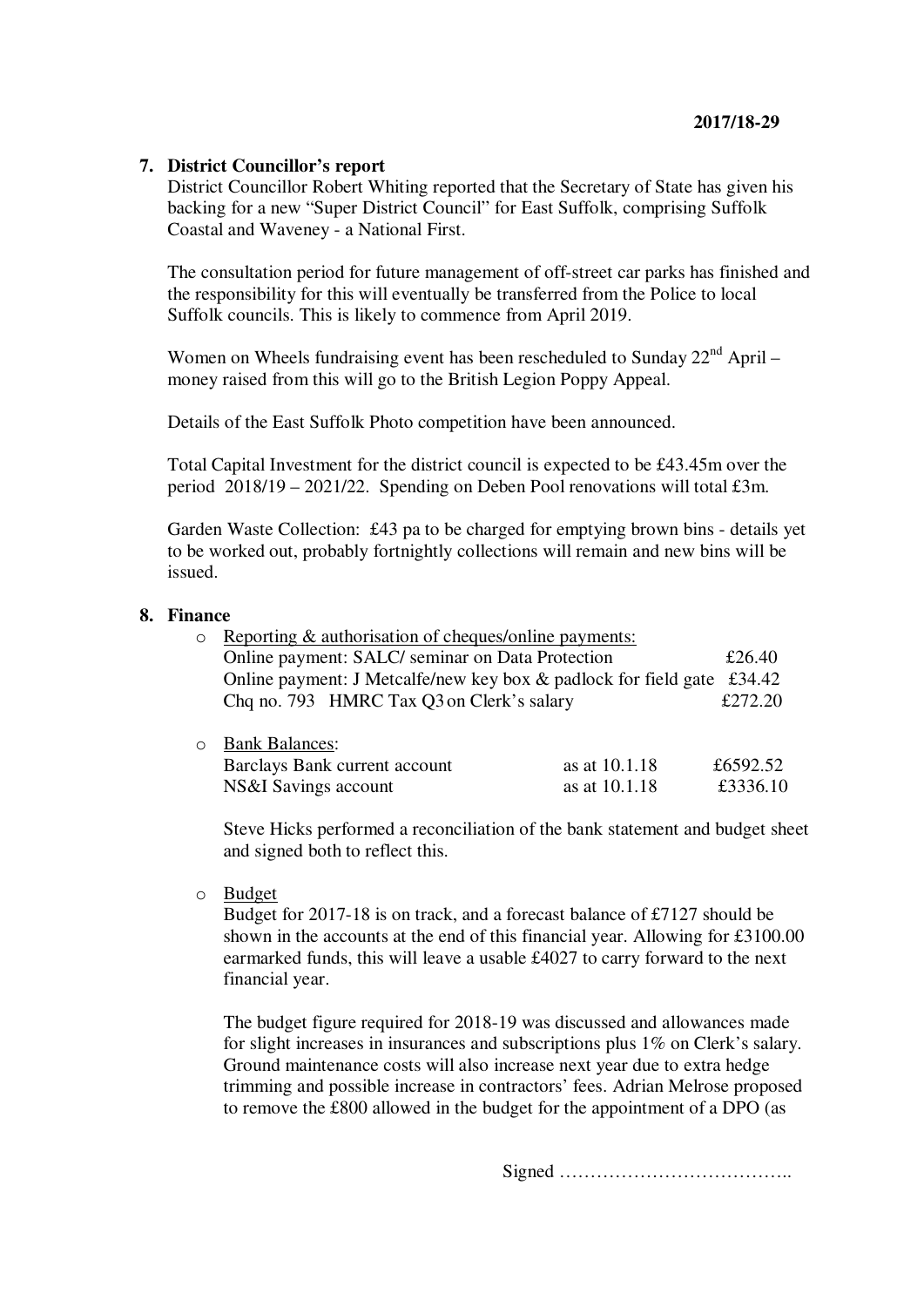2017/18-29

**7. District Councillor's report**

District Councillor Robert Whiting reported that the Secretary of State has given his backing for a new "Super District Council" for East Suffolk, comprising Suffolk Coastal and Waveney - a National First.

The consultation period for future management of off-street car parks has finished and the responsibility for this will eventually be transferred from the Police to local Suffolk councils. This is likely to commence from April 2019.

Women on Wheels fundraising event has been rescheduled to Sunday 22nd April – money raised from this will go to the British Legion Poppy Appeal.

Details of the East Suffolk Photo competition have been announced.

Total Capital Investment for the district council is expected to be £43.45m over the period 2018/19 – 2021/22. Spending on Deben Pool renovations will total £3m.

Garden Waste Collection: £43 pa to be charged for emptying brown bins - details yet to be worked out, probably fortnightly collections will remain and new bins will be issued.

**8. Finance**

- Reporting & authorisation of cheques/online payments:

| | |
|---|---|
| Online payment: SALC/ seminar on Data Protection | £26.40 |
| Online payment: J Metcalfe/new key box & padlock for field gate | £34.42 |
| Chq no. 793 HMRC Tax Q3 on Clerk's salary | £272.20 |

- Bank Balances:

| | | |
|---|---|---|
| Barclays Bank current account | as at 10.1.18 | £6592.52 |
| NS&I Savings account | as at 10.1.18 | £3336.10 |

  Steve Hicks performed a reconciliation of the bank statement and budget sheet and signed both to reflect this.

- Budget

  Budget for 2017-18 is on track, and a forecast balance of £7127 should be shown in the accounts at the end of this financial year. Allowing for £3100.00 earmarked funds, this will leave a usable £4027 to carry forward to the next financial year.

  The budget figure required for 2018-19 was discussed and allowances made for slight increases in insurances and subscriptions plus 1% on Clerk's salary. Ground maintenance costs will also increase next year due to extra hedge trimming and possible increase in contractors' fees. Adrian Melrose proposed to remove the £800 allowed in the budget for the appointment of a DPO (as

Signed ………………………………..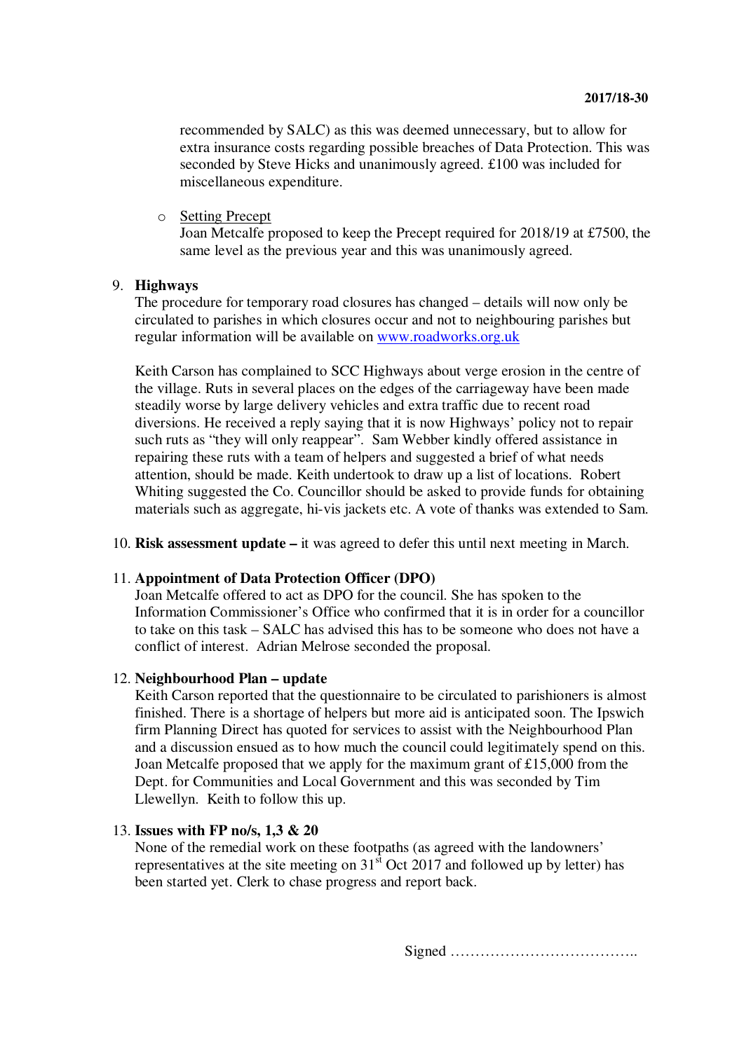recommended by SALC) as this was deemed unnecessary, but to allow for extra insurance costs regarding possible breaches of Data Protection. This was seconded by Steve Hicks and unanimously agreed. £100 was included for miscellaneous expenditure.

- Setting Precept
  Joan Metcalfe proposed to keep the Precept required for 2018/19 at £7500, the same level as the previous year and this was unanimously agreed.

9. **Highways**
   The procedure for temporary road closures has changed – details will now only be circulated to parishes in which closures occur and not to neighbouring parishes but regular information will be available on [www.roadworks.org.uk](http://www.roadworks.org.uk)

   Keith Carson has complained to SCC Highways about verge erosion in the centre of the village. Ruts in several places on the edges of the carriageway have been made steadily worse by large delivery vehicles and extra traffic due to recent road diversions. He received a reply saying that it is now Highways' policy not to repair such ruts as "they will only reappear". Sam Webber kindly offered assistance in repairing these ruts with a team of helpers and suggested a brief of what needs attention, should be made. Keith undertook to draw up a list of locations. Robert Whiting suggested the Co. Councillor should be asked to provide funds for obtaining materials such as aggregate, hi-vis jackets etc. A vote of thanks was extended to Sam.

10. **Risk assessment update –** it was agreed to defer this until next meeting in March.

11. **Appointment of Data Protection Officer (DPO)**
    Joan Metcalfe offered to act as DPO for the council. She has spoken to the Information Commissioner's Office who confirmed that it is in order for a councillor to take on this task – SALC has advised this has to be someone who does not have a conflict of interest. Adrian Melrose seconded the proposal.

12. **Neighbourhood Plan – update**
    Keith Carson reported that the questionnaire to be circulated to parishioners is almost finished. There is a shortage of helpers but more aid is anticipated soon. The Ipswich firm Planning Direct has quoted for services to assist with the Neighbourhood Plan and a discussion ensued as to how much the council could legitimately spend on this. Joan Metcalfe proposed that we apply for the maximum grant of £15,000 from the Dept. for Communities and Local Government and this was seconded by Tim Llewellyn. Keith to follow this up.

13. **Issues with FP no/s, 1,3 & 20**
    None of the remedial work on these footpaths (as agreed with the landowners' representatives at the site meeting on 31st Oct 2017 and followed up by letter) has been started yet. Clerk to chase progress and report back.

Signed ………………………………..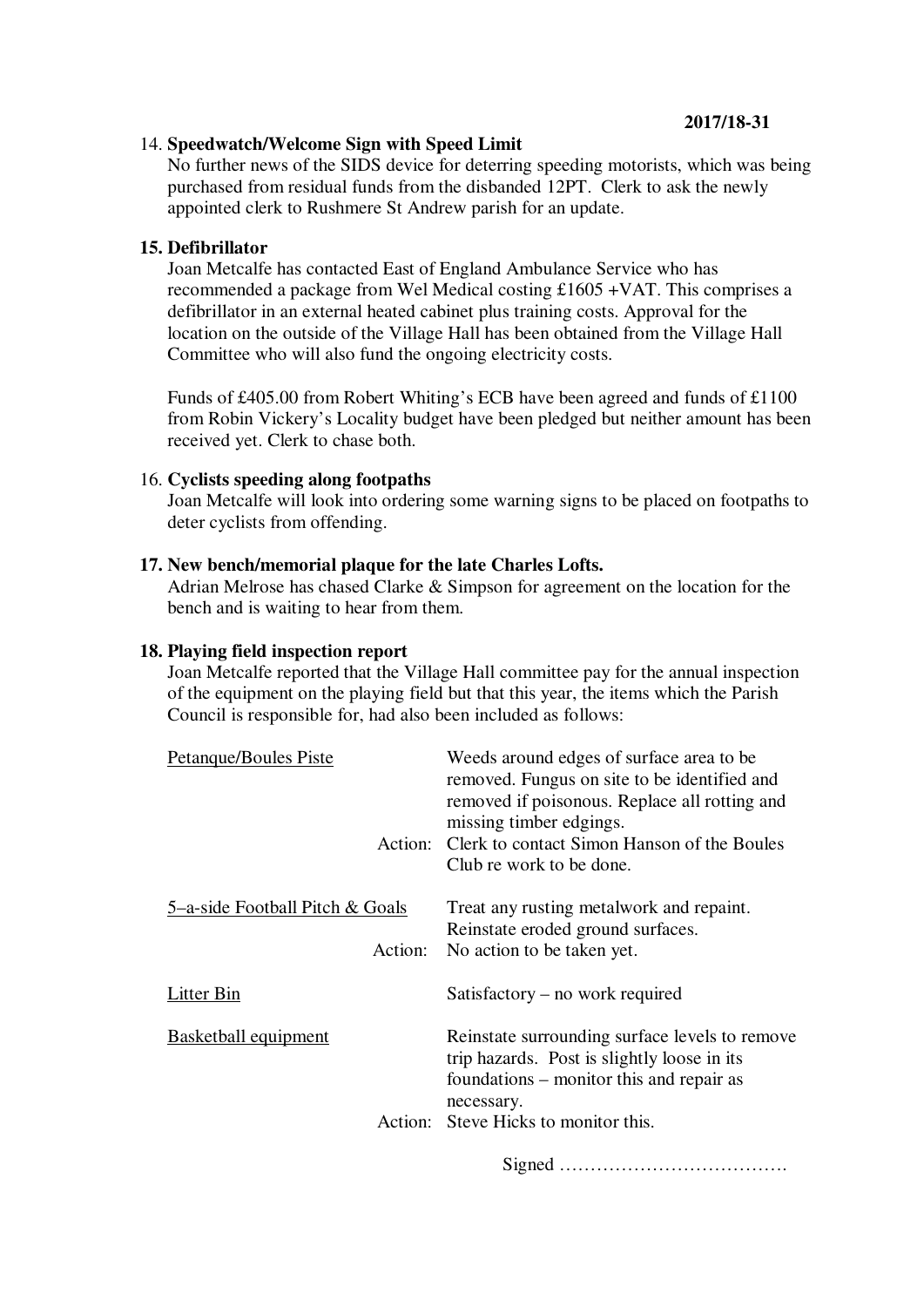**2017/18-31**

14. **Speedwatch/Welcome Sign with Speed Limit**

    No further news of the SIDS device for deterring speeding motorists, which was being purchased from residual funds from the disbanded 12PT. Clerk to ask the newly appointed clerk to Rushmere St Andrew parish for an update.

**15. Defibrillator**

Joan Metcalfe has contacted East of England Ambulance Service who has recommended a package from Wel Medical costing £1605 +VAT. This comprises a defibrillator in an external heated cabinet plus training costs. Approval for the location on the outside of the Village Hall has been obtained from the Village Hall Committee who will also fund the ongoing electricity costs.

Funds of £405.00 from Robert Whiting's ECB have been agreed and funds of £1100 from Robin Vickery's Locality budget have been pledged but neither amount has been received yet. Clerk to chase both.

16. **Cyclists speeding along footpaths**

    Joan Metcalfe will look into ordering some warning signs to be placed on footpaths to deter cyclists from offending.

**17. New bench/memorial plaque for the late Charles Lofts.**

Adrian Melrose has chased Clarke & Simpson for agreement on the location for the bench and is waiting to hear from them.

**18. Playing field inspection report**

Joan Metcalfe reported that the Village Hall committee pay for the annual inspection of the equipment on the playing field but that this year, the items which the Parish Council is responsible for, had also been included as follows:

| | |
|---|---|
| Petanque/Boules Piste | Weeds around edges of surface area to be removed. Fungus on site to be identified and removed if poisonous. Replace all rotting and missing timber edgings. |
| Action: | Clerk to contact Simon Hanson of the Boules Club re work to be done. |
| 5–a-side Football Pitch & Goals | Treat any rusting metalwork and repaint. Reinstate eroded ground surfaces. |
| Action: | No action to be taken yet. |
| Litter Bin | Satisfactory – no work required |
| Basketball equipment | Reinstate surrounding surface levels to remove trip hazards. Post is slightly loose in its foundations – monitor this and repair as necessary. |
| Action: | Steve Hicks to monitor this. |

Signed ……………………………….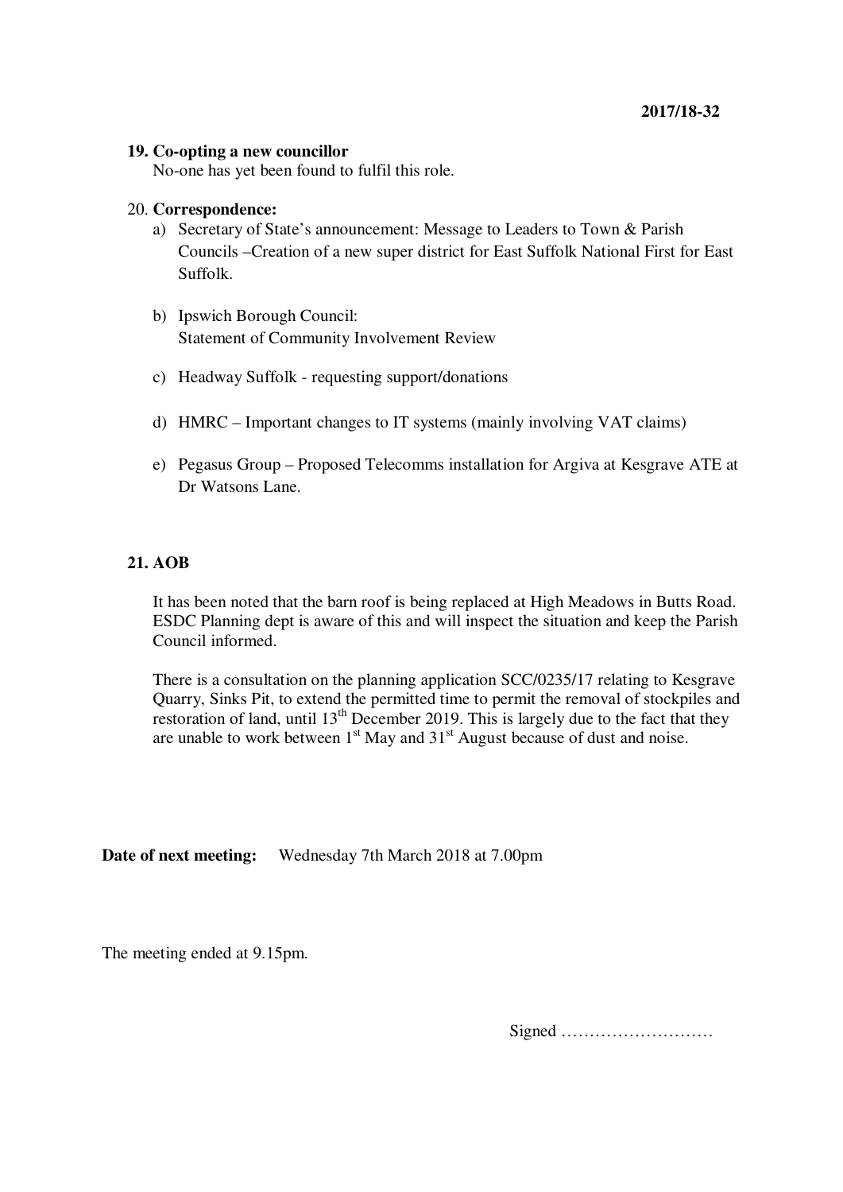**19. Co-opting a new councillor**

No-one has yet been found to fulfil this role.

20. **Correspondence:**

a) Secretary of State's announcement: Message to Leaders to Town & Parish Councils –Creation of a new super district for East Suffolk National First for East Suffolk.

b) Ipswich Borough Council:
Statement of Community Involvement Review

c) Headway Suffolk - requesting support/donations

d) HMRC – Important changes to IT systems (mainly involving VAT claims)

e) Pegasus Group – Proposed Telecomms installation for Argiva at Kesgrave ATE at Dr Watsons Lane.

**21. AOB**

It has been noted that the barn roof is being replaced at High Meadows in Butts Road. ESDC Planning dept is aware of this and will inspect the situation and keep the Parish Council informed.

There is a consultation on the planning application SCC/0235/17 relating to Kesgrave Quarry, Sinks Pit, to extend the permitted time to permit the removal of stockpiles and restoration of land, until 13th December 2019. This is largely due to the fact that they are unable to work between 1st May and 31st August because of dust and noise.

**Date of next meeting:** Wednesday 7th March 2018 at 7.00pm

The meeting ended at 9.15pm.

Signed ………………………